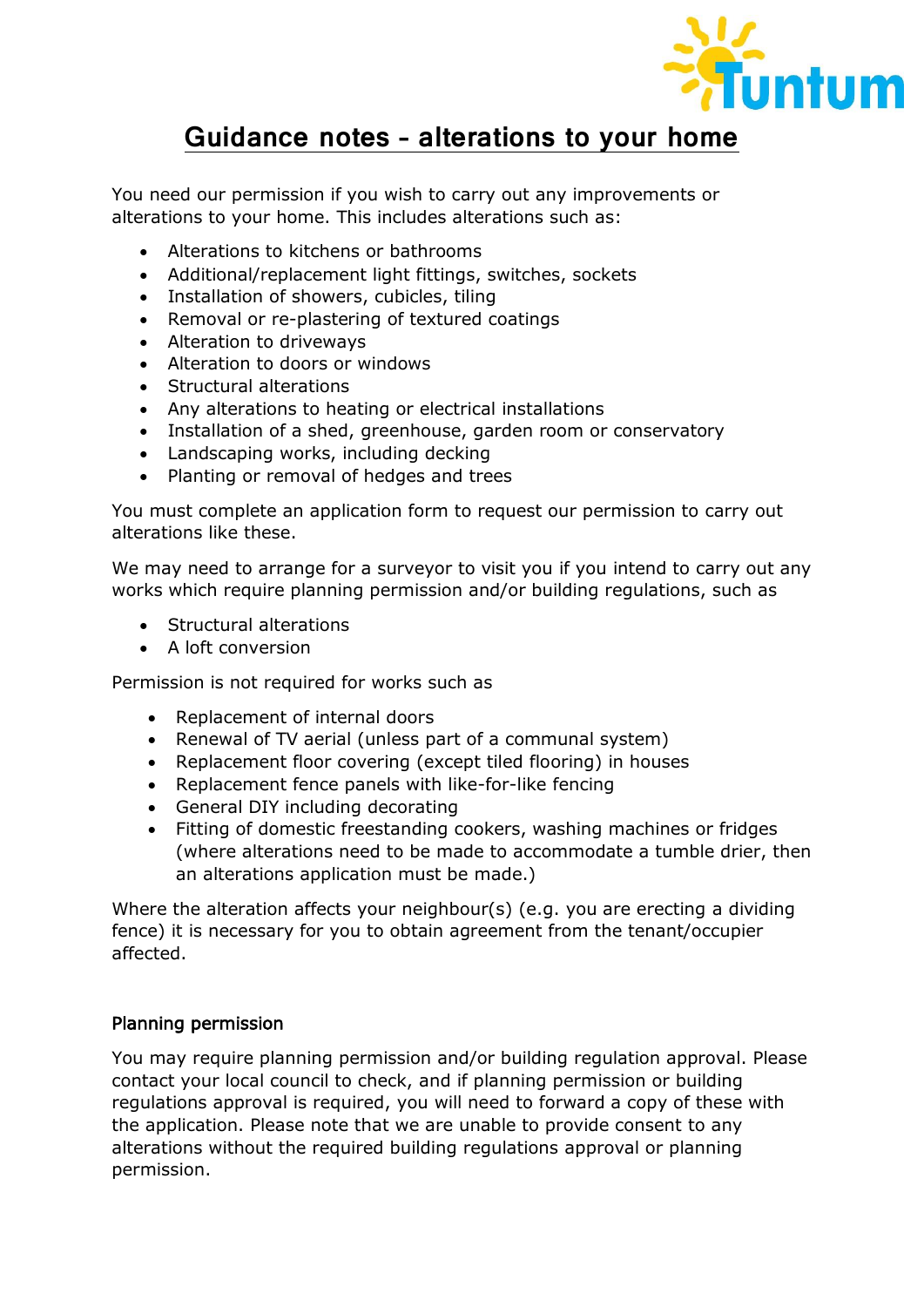# Guidance notes – alterations to your home

You need our permission if you wish to carry out any improvements or alterations to your home. This includes alterations such as:

- Alterations to kitchens or bathrooms
- Additional/replacement light fittings, switches, sockets
- Installation of showers, cubicles, tiling
- Removal or re-plastering of textured coatings
- Alteration to driveways
- Alteration to doors or windows
- Structural alterations
- Any alterations to heating or electrical installations
- Installation of a shed, greenhouse, garden room or conservatory
- Landscaping works, including decking
- Planting or removal of hedges and trees

You must complete an application form to request our permission to carry out alterations like these.

We may need to arrange for a surveyor to visit you if you intend to carry out any works which require planning permission and/or building regulations, such as

- Structural alterations
- A loft conversion

Permission is not required for works such as

- Replacement of internal doors
- Renewal of TV aerial (unless part of a communal system)
- Replacement floor covering (except tiled flooring) in houses
- Replacement fence panels with like-for-like fencing
- General DIY including decorating
- Fitting of domestic freestanding cookers, washing machines or fridges (where alterations need to be made to accommodate a tumble drier, then an alterations application must be made.)

Where the alteration affects your neighbour(s) (e.g. you are erecting a dividing fence) it is necessary for you to obtain agreement from the tenant/occupier affected.

## Planning permission

You may require planning permission and/or building regulation approval. Please contact your local council to check, and if planning permission or building regulations approval is required, you will need to forward a copy of these with the application. Please note that we are unable to provide consent to any alterations without the required building regulations approval or planning permission.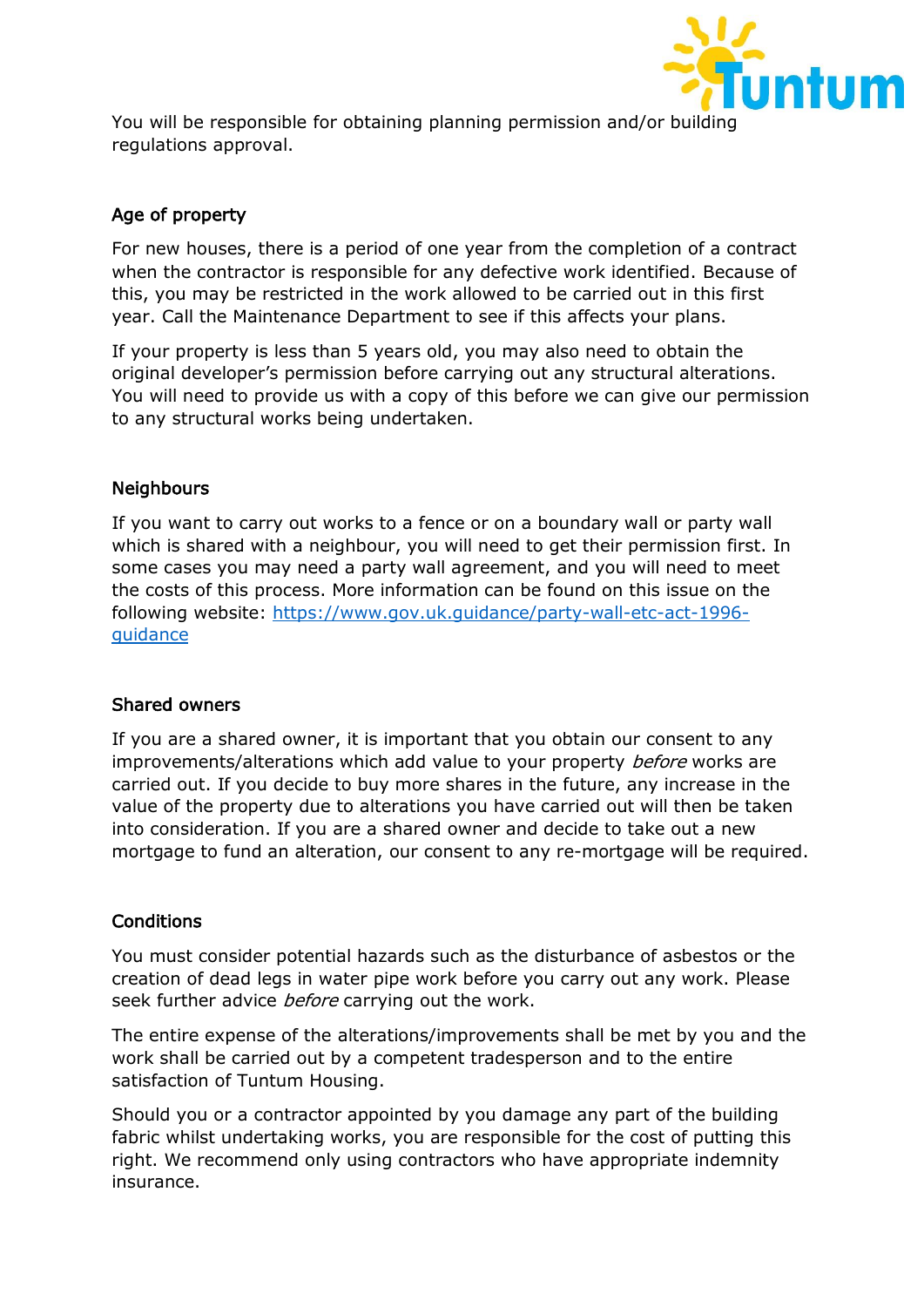You will be responsible for obtaining planning permission and/or building regulations approval.

## Age of property

For new houses, there is a period of one year from the completion of a contract when the contractor is responsible for any defective work identified. Because of this, you may be restricted in the work allowed to be carried out in this first year. Call the Maintenance Department to see if this affects your plans.

If your property is less than 5 years old, you may also need to obtain the original developer's permission before carrying out any structural alterations. You will need to provide us with a copy of this before we can give our permission to any structural works being undertaken.

## Neighbours

If you want to carry out works to a fence or on a boundary wall or party wall which is shared with a neighbour, you will need to get their permission first. In some cases you may need a party wall agreement, and you will need to meet the costs of this process. More information can be found on this issue on the following website: [https://www.gov.uk.guidance/party-wall-etc-act-1996-guidance](https://www.gov.uk.guidance/party-wall-etc-act-1996-guidance)

## Shared owners

If you are a shared owner, it is important that you obtain our consent to any improvements/alterations which add value to your property *before* works are carried out. If you decide to buy more shares in the future, any increase in the value of the property due to alterations you have carried out will then be taken into consideration. If you are a shared owner and decide to take out a new mortgage to fund an alteration, our consent to any re-mortgage will be required.

## Conditions

You must consider potential hazards such as the disturbance of asbestos or the creation of dead legs in water pipe work before you carry out any work. Please seek further advice *before* carrying out the work.

The entire expense of the alterations/improvements shall be met by you and the work shall be carried out by a competent tradesperson and to the entire satisfaction of Tuntum Housing.

Should you or a contractor appointed by you damage any part of the building fabric whilst undertaking works, you are responsible for the cost of putting this right. We recommend only using contractors who have appropriate indemnity insurance.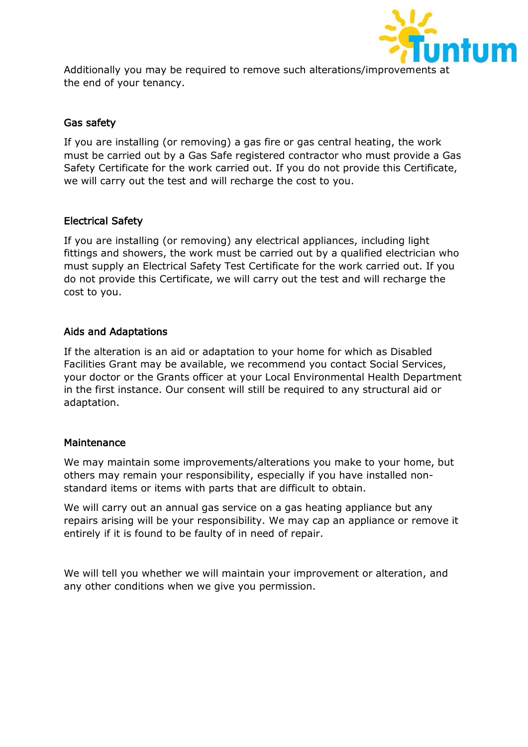Additionally you may be required to remove such alterations/improvements at the end of your tenancy.

## Gas safety

If you are installing (or removing) a gas fire or gas central heating, the work must be carried out by a Gas Safe registered contractor who must provide a Gas Safety Certificate for the work carried out. If you do not provide this Certificate, we will carry out the test and will recharge the cost to you.

## Electrical Safety

If you are installing (or removing) any electrical appliances, including light fittings and showers, the work must be carried out by a qualified electrician who must supply an Electrical Safety Test Certificate for the work carried out. If you do not provide this Certificate, we will carry out the test and will recharge the cost to you.

## Aids and Adaptations

If the alteration is an aid or adaptation to your home for which as Disabled Facilities Grant may be available, we recommend you contact Social Services, your doctor or the Grants officer at your Local Environmental Health Department in the first instance. Our consent will still be required to any structural aid or adaptation.

## Maintenance

We may maintain some improvements/alterations you make to your home, but others may remain your responsibility, especially if you have installed non-standard items or items with parts that are difficult to obtain.

We will carry out an annual gas service on a gas heating appliance but any repairs arising will be your responsibility. We may cap an appliance or remove it entirely if it is found to be faulty of in need of repair.

We will tell you whether we will maintain your improvement or alteration, and any other conditions when we give you permission.